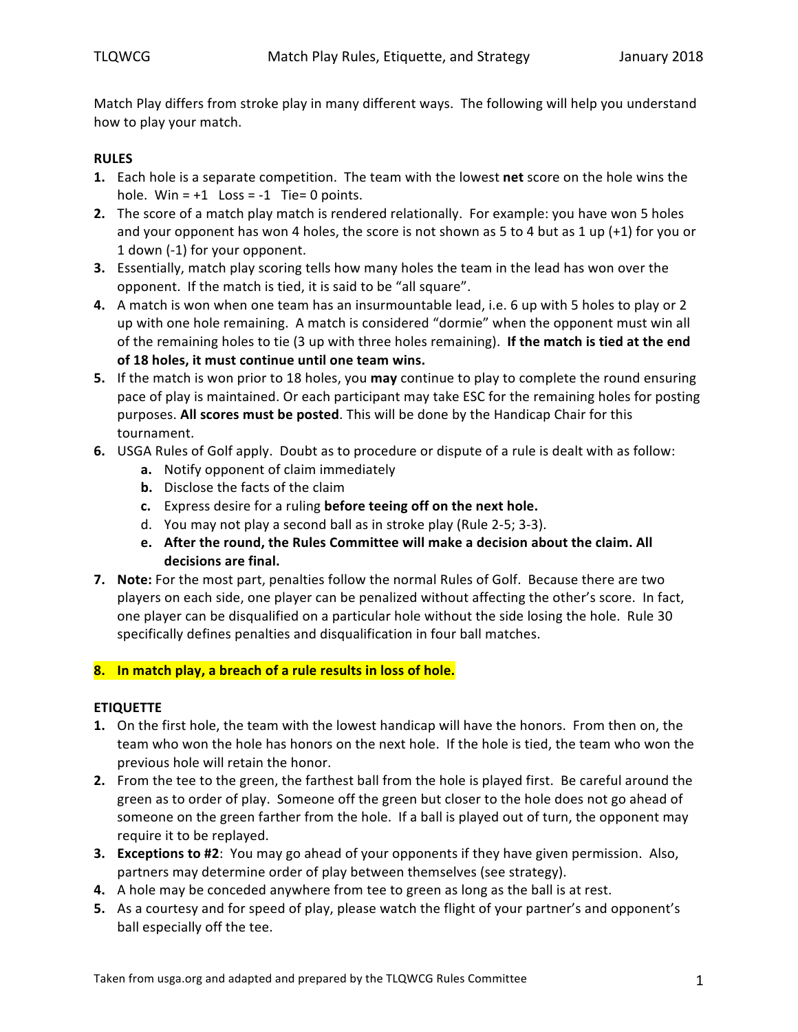Match Play differs from stroke play in many different ways. The following will help you understand how to play your match.

**RULES**

1. Each hole is a separate competition. The team with the lowest **net** score on the hole wins the hole. Win = +1 Loss = -1 Tie= 0 points.
2. The score of a match play match is rendered relationally. For example: you have won 5 holes and your opponent has won 4 holes, the score is not shown as 5 to 4 but as 1 up (+1) for you or 1 down (-1) for your opponent.
3. Essentially, match play scoring tells how many holes the team in the lead has won over the opponent. If the match is tied, it is said to be "all square".
4. A match is won when one team has an insurmountable lead, i.e. 6 up with 5 holes to play or 2 up with one hole remaining. A match is considered "dormie" when the opponent must win all of the remaining holes to tie (3 up with three holes remaining). **If the match is tied at the end of 18 holes, it must continue until one team wins.**
5. If the match is won prior to 18 holes, you **may** continue to play to complete the round ensuring pace of play is maintained. Or each participant may take ESC for the remaining holes for posting purposes. **All scores must be posted**. This will be done by the Handicap Chair for this tournament.
6. USGA Rules of Golf apply. Doubt as to procedure or dispute of a rule is dealt with as follow:
   a. Notify opponent of claim immediately
   b. Disclose the facts of the claim
   c. Express desire for a ruling **before teeing off on the next hole.**
   d. You may not play a second ball as in stroke play (Rule 2-5; 3-3).
   e. **After the round, the Rules Committee will make a decision about the claim. All decisions are final.**
7. **Note:** For the most part, penalties follow the normal Rules of Golf. Because there are two players on each side, one player can be penalized without affecting the other's score. In fact, one player can be disqualified on a particular hole without the side losing the hole. Rule 30 specifically defines penalties and disqualification in four ball matches.

8. **In match play, a breach of a rule results in loss of hole.**

**ETIQUETTE**

1. On the first hole, the team with the lowest handicap will have the honors. From then on, the team who won the hole has honors on the next hole. If the hole is tied, the team who won the previous hole will retain the honor.
2. From the tee to the green, the farthest ball from the hole is played first. Be careful around the green as to order of play. Someone off the green but closer to the hole does not go ahead of someone on the green farther from the hole. If a ball is played out of turn, the opponent may require it to be replayed.
3. **Exceptions to #2**: You may go ahead of your opponents if they have given permission. Also, partners may determine order of play between themselves (see strategy).
4. A hole may be conceded anywhere from tee to green as long as the ball is at rest.
5. As a courtesy and for speed of play, please watch the flight of your partner's and opponent's ball especially off the tee.

Taken from usga.org and adapted and prepared by the TLQWCG Rules Committee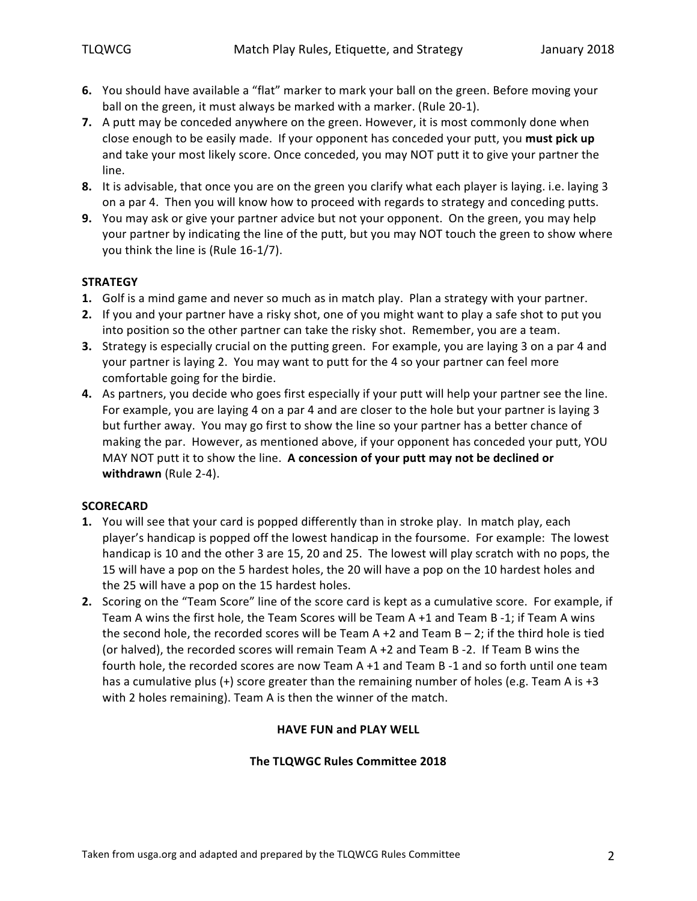6. You should have available a "flat" marker to mark your ball on the green. Before moving your ball on the green, it must always be marked with a marker. (Rule 20-1).
7. A putt may be conceded anywhere on the green. However, it is most commonly done when close enough to be easily made. If your opponent has conceded your putt, you **must pick up** and take your most likely score. Once conceded, you may NOT putt it to give your partner the line.
8. It is advisable, that once you are on the green you clarify what each player is laying. i.e. laying 3 on a par 4. Then you will know how to proceed with regards to strategy and conceding putts.
9. You may ask or give your partner advice but not your opponent. On the green, you may help your partner by indicating the line of the putt, but you may NOT touch the green to show where you think the line is (Rule 16-1/7).

**STRATEGY**

1. Golf is a mind game and never so much as in match play. Plan a strategy with your partner.
2. If you and your partner have a risky shot, one of you might want to play a safe shot to put you into position so the other partner can take the risky shot. Remember, you are a team.
3. Strategy is especially crucial on the putting green. For example, you are laying 3 on a par 4 and your partner is laying 2. You may want to putt for the 4 so your partner can feel more comfortable going for the birdie.
4. As partners, you decide who goes first especially if your putt will help your partner see the line. For example, you are laying 4 on a par 4 and are closer to the hole but your partner is laying 3 but further away. You may go first to show the line so your partner has a better chance of making the par. However, as mentioned above, if your opponent has conceded your putt, YOU MAY NOT putt it to show the line. **A concession of your putt may not be declined or withdrawn** (Rule 2-4).

**SCORECARD**

1. You will see that your card is popped differently than in stroke play. In match play, each player's handicap is popped off the lowest handicap in the foursome. For example: The lowest handicap is 10 and the other 3 are 15, 20 and 25. The lowest will play scratch with no pops, the 15 will have a pop on the 5 hardest holes, the 20 will have a pop on the 10 hardest holes and the 25 will have a pop on the 15 hardest holes.
2. Scoring on the "Team Score" line of the score card is kept as a cumulative score. For example, if Team A wins the first hole, the Team Scores will be Team A +1 and Team B -1; if Team A wins the second hole, the recorded scores will be Team A +2 and Team B – 2; if the third hole is tied (or halved), the recorded scores will remain Team A +2 and Team B -2. If Team B wins the fourth hole, the recorded scores are now Team A +1 and Team B -1 and so forth until one team has a cumulative plus (+) score greater than the remaining number of holes (e.g. Team A is +3 with 2 holes remaining). Team A is then the winner of the match.

**HAVE FUN and PLAY WELL**

**The TLQWGC Rules Committee 2018**

Taken from usga.org and adapted and prepared by the TLQWCG Rules Committee